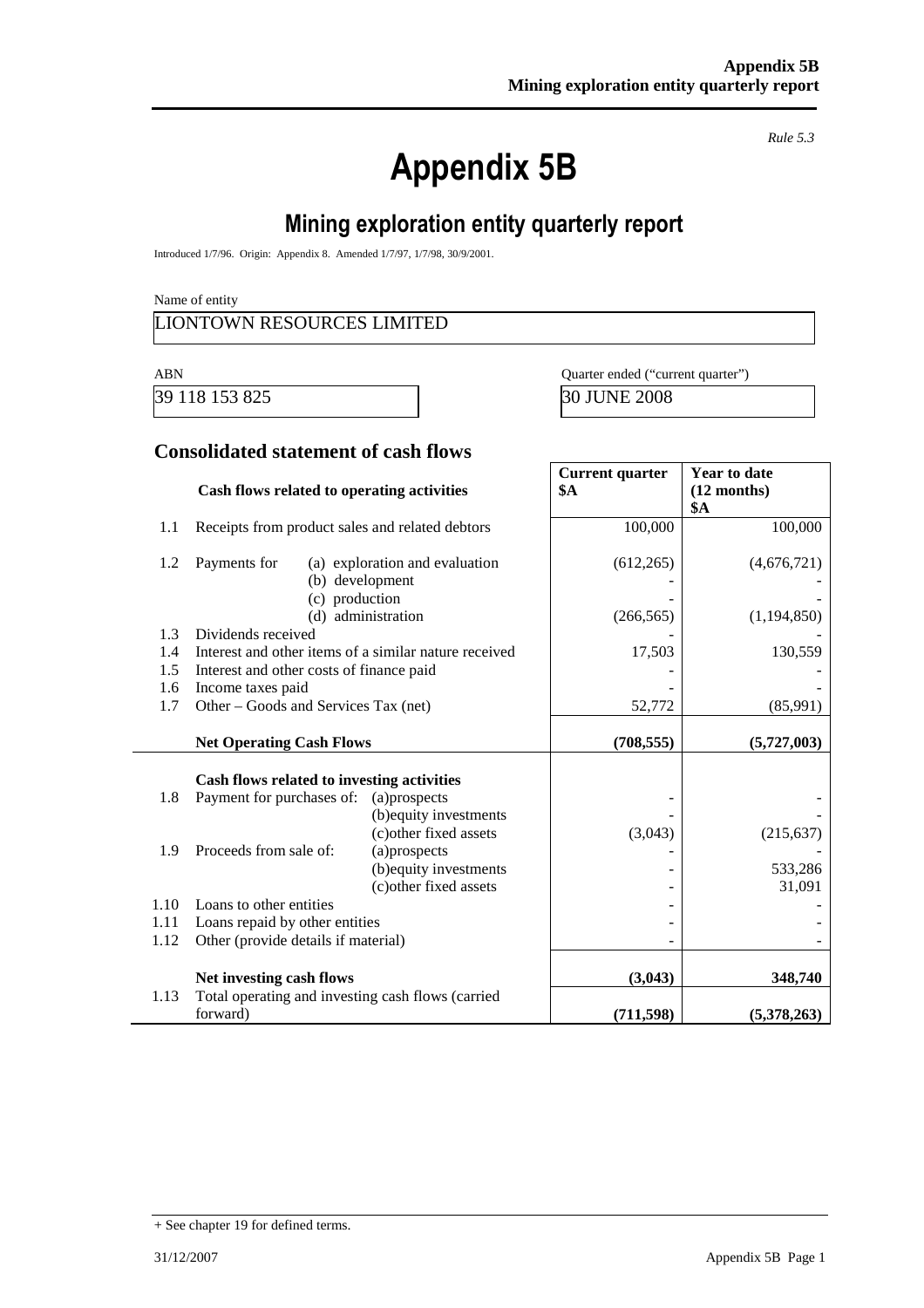*Rule 5.3*

# Appendix 5B

## Mining exploration entity quarterly report

Introduced 1/7/96. Origin: Appendix 8. Amended 1/7/97, 1/7/98, 30/9/2001.

Name of entity

LIONTOWN RESOURCES LIMITED

| ABN | Quarter ended ("current quarter") |
|---|---|
| 39 118 153 825 | 30 JUNE 2008 |

### Consolidated statement of cash flows

| | Cash flows related to operating activities | Current quarter $A | Year to date (12 months) $A |
|---|---|---|---|
| 1.1 | Receipts from product sales and related debtors | 100,000 | 100,000 |
| 1.2 | Payments for (a) exploration and evaluation | (612,265) | (4,676,721) |
| | (b) development | - | - |
| | (c) production | - | - |
| | (d) administration | (266,565) | (1,194,850) |
| 1.3 | Dividends received | | - |
| 1.4 | Interest and other items of a similar nature received | 17,503 | 130,559 |
| 1.5 | Interest and other costs of finance paid | - | - |
| 1.6 | Income taxes paid | - | - |
| 1.7 | Other – Goods and Services Tax (net) | 52,772 | (85,991) |
| | **Net Operating Cash Flows** | **(708,555)** | **(5,727,003)** |
| | **Cash flows related to investing activities** | | |
| 1.8 | Payment for purchases of: (a)prospects | - | - |
| | (b)equity investments | - | - |
| | (c)other fixed assets | (3,043) | (215,637) |
| 1.9 | Proceeds from sale of: (a)prospects | - | - |
| | (b)equity investments | - | 533,286 |
| | (c)other fixed assets | - | 31,091 |
| 1.10 | Loans to other entities | - | - |
| 1.11 | Loans repaid by other entities | - | - |
| 1.12 | Other (provide details if material) | - | - |
| | **Net investing cash flows** | **(3,043)** | **348,740** |
| 1.13 | Total operating and investing cash flows (carried forward) | **(711,598)** | **(5,378,263)** |

+ See chapter 19 for defined terms.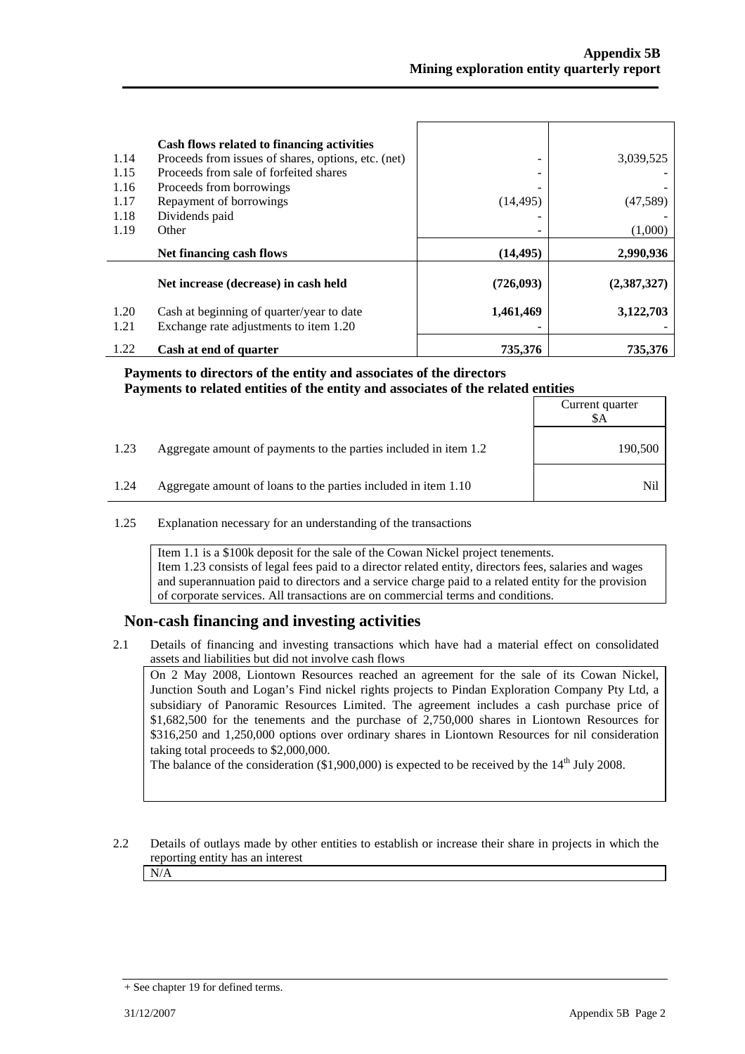| | | | |
|---|---|---|---|
| | **Cash flows related to financing activities** | | |
| 1.14 | Proceeds from issues of shares, options, etc. (net) | - | 3,039,525 |
| 1.15 | Proceeds from sale of forfeited shares | - | - |
| 1.16 | Proceeds from borrowings | - | - |
| 1.17 | Repayment of borrowings | (14,495) | (47,589) |
| 1.18 | Dividends paid | - | - |
| 1.19 | Other | - | (1,000) |
| | **Net financing cash flows** | **(14,495)** | **2,990,936** |
| | **Net increase (decrease) in cash held** | **(726,093)** | **(2,387,327)** |
| 1.20 | Cash at beginning of quarter/year to date | **1,461,469** | **3,122,703** |
| 1.21 | Exchange rate adjustments to item 1.20 | - | - |
| 1.22 | **Cash at end of quarter** | **735,376** | **735,376** |

**Payments to directors of the entity and associates of the directors**
**Payments to related entities of the entity and associates of the related entities**

| | | Current quarter $A |
|---|---|---|
| 1.23 | Aggregate amount of payments to the parties included in item 1.2 | 190,500 |
| 1.24 | Aggregate amount of loans to the parties included in item 1.10 | Nil |

1.25 Explanation necessary for an understanding of the transactions

Item 1.1 is a $100k deposit for the sale of the Cowan Nickel project tenements.
Item 1.23 consists of legal fees paid to a director related entity, directors fees, salaries and wages and superannuation paid to directors and a service charge paid to a related entity for the provision of corporate services. All transactions are on commercial terms and conditions.

## Non-cash financing and investing activities

2.1 Details of financing and investing transactions which have had a material effect on consolidated assets and liabilities but did not involve cash flows

On 2 May 2008, Liontown Resources reached an agreement for the sale of its Cowan Nickel, Junction South and Logan's Find nickel rights projects to Pindan Exploration Company Pty Ltd, a subsidiary of Panoramic Resources Limited. The agreement includes a cash purchase price of $1,682,500 for the tenements and the purchase of 2,750,000 shares in Liontown Resources for $316,250 and 1,250,000 options over ordinary shares in Liontown Resources for nil consideration taking total proceeds to $2,000,000.
The balance of the consideration ($1,900,000) is expected to be received by the 14th July 2008.

2.2 Details of outlays made by other entities to establish or increase their share in projects in which the reporting entity has an interest

N/A

+ See chapter 19 for defined terms.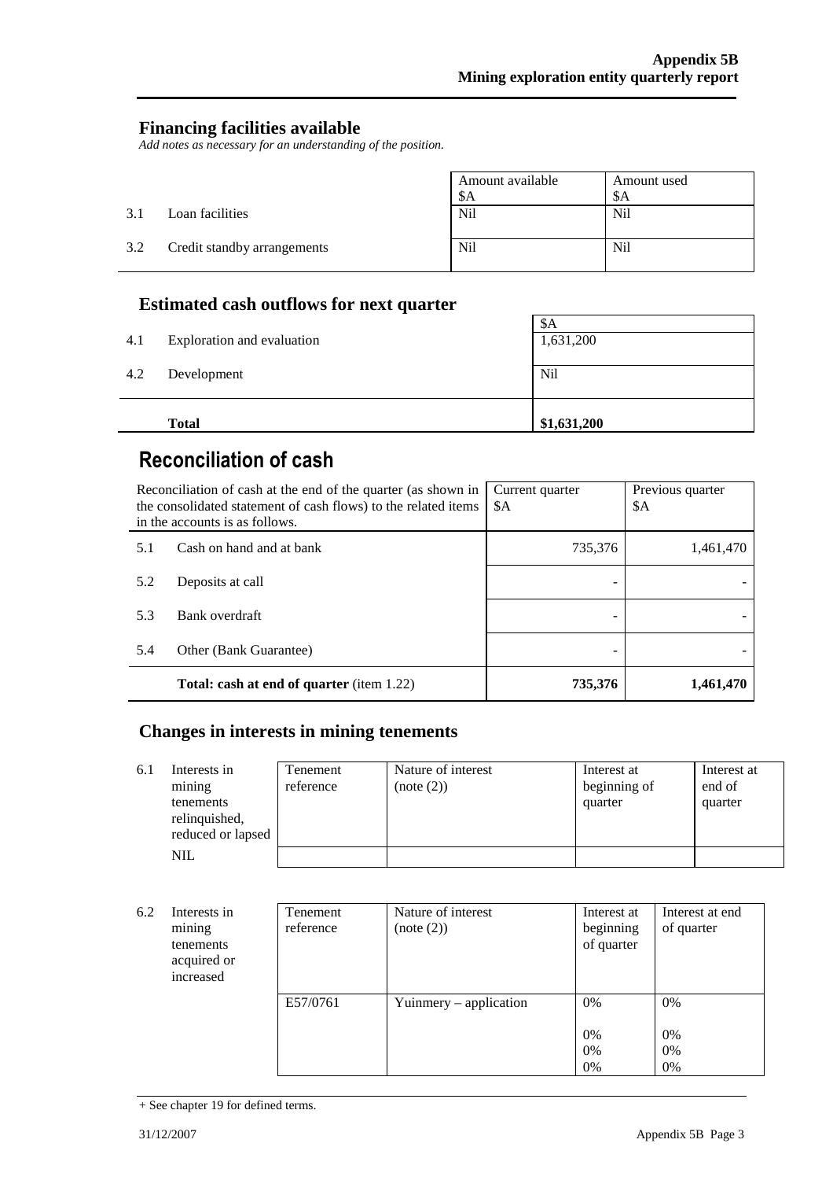## Financing facilities available

*Add notes as necessary for an understanding of the position.*

| | | Amount available $A | Amount used $A |
|---|---|---|---|
| 3.1 | Loan facilities | Nil | Nil |
| 3.2 | Credit standby arrangements | Nil | Nil |

## Estimated cash outflows for next quarter

| | | $A |
|---|---|---|
| 4.1 | Exploration and evaluation | 1,631,200 |
| 4.2 | Development | Nil |
| | **Total** | **$1,631,200** |

# Reconciliation of cash

| Reconciliation of cash at the end of the quarter (as shown in the consolidated statement of cash flows) to the related items in the accounts is as follows. | | Current quarter $A | Previous quarter $A |
|---|---|---|---|
| 5.1 | Cash on hand and at bank | 735,376 | 1,461,470 |
| 5.2 | Deposits at call | - | - |
| 5.3 | Bank overdraft | - | - |
| 5.4 | Other (Bank Guarantee) | - | - |
| | **Total: cash at end of quarter** (item 1.22) | **735,376** | **1,461,470** |

## Changes in interests in mining tenements

| | | Tenement reference | Nature of interest (note (2)) | Interest at beginning of quarter | Interest at end of quarter |
|---|---|---|---|---|---|
| 6.1 | Interests in mining tenements relinquished, reduced or lapsed | | | | |
| | NIL | | | | |

| | | Tenement reference | Nature of interest (note (2)) | Interest at beginning of quarter | Interest at end of quarter |
|---|---|---|---|---|---|
| 6.2 | Interests in mining tenements acquired or increased | | | | |
| | | E57/0761 | Yuinmery – application | 0%<br><br>0%<br>0%<br>0% | 0%<br><br>0%<br>0%<br>0% |

+ See chapter 19 for defined terms.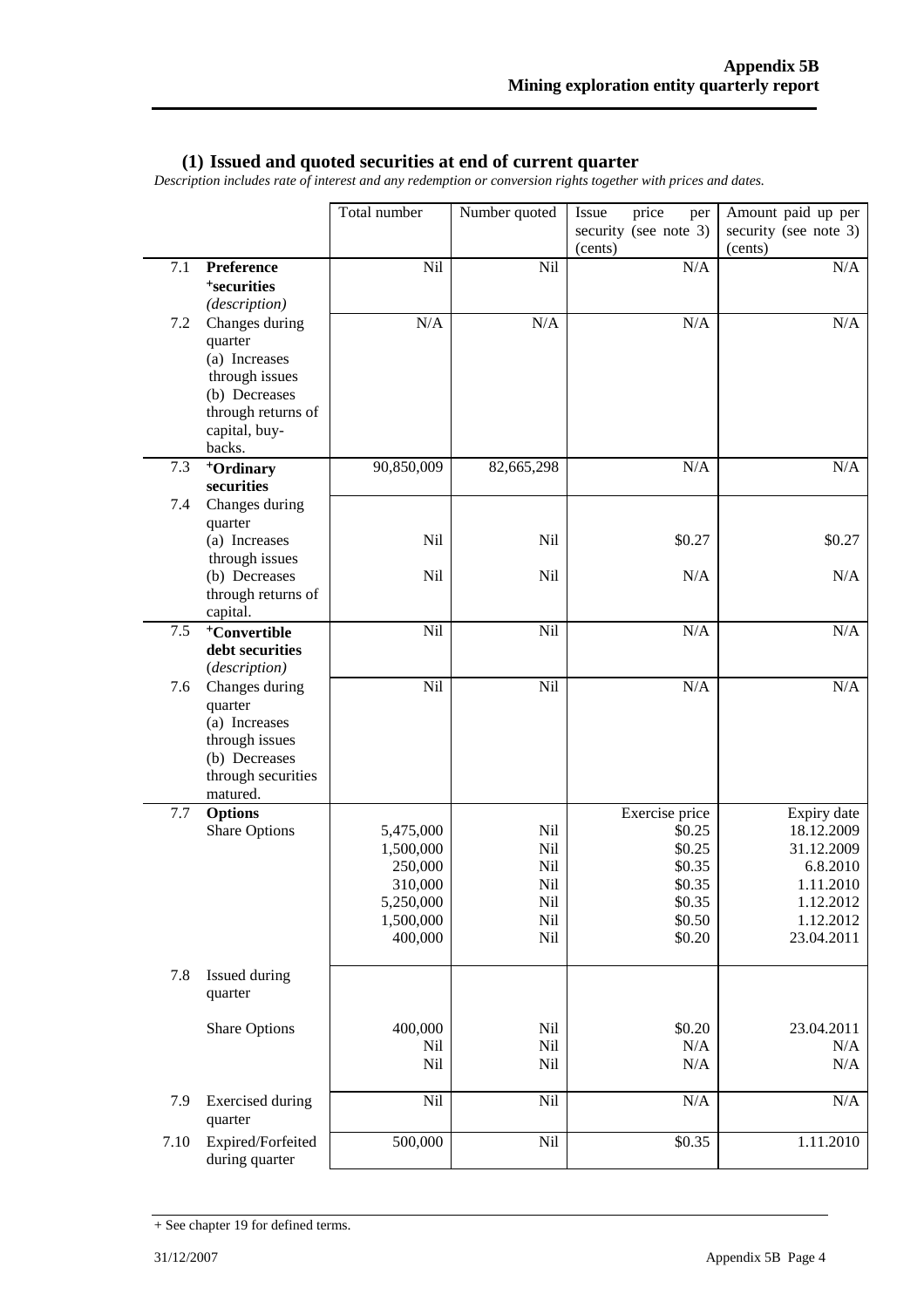## (1) Issued and quoted securities at end of current quarter

*Description includes rate of interest and any redemption or conversion rights together with prices and dates.*

| | | Total number | Number quoted | Issue price per security (see note 3) (cents) | Amount paid up per security (see note 3) (cents) |
|---|---|---|---|---|---|
| 7.1 | **Preference +securities** *(description)* | Nil | Nil | N/A | N/A |
| 7.2 | Changes during quarter (a) Increases through issues (b) Decreases through returns of capital, buy-backs. | N/A | N/A | N/A | N/A |
| 7.3 | **+Ordinary securities** | 90,850,009 | 82,665,298 | N/A | N/A |
| 7.4 | Changes during quarter | | | | |
| | (a) Increases through issues | Nil | Nil | \$0.27 | \$0.27 |
| | (b) Decreases through returns of capital. | Nil | Nil | N/A | N/A |
| 7.5 | **+Convertible debt securities** *(description)* | Nil | Nil | N/A | N/A |
| 7.6 | Changes during quarter (a) Increases through issues (b) Decreases through securities matured. | Nil | Nil | N/A | N/A |
| 7.7 | **Options** | | | Exercise price | Expiry date |
| | Share Options | 5,475,000 | Nil | \$0.25 | 18.12.2009 |
| | | 1,500,000 | Nil | \$0.25 | 31.12.2009 |
| | | 250,000 | Nil | \$0.35 | 6.8.2010 |
| | | 310,000 | Nil | \$0.35 | 1.11.2010 |
| | | 5,250,000 | Nil | \$0.35 | 1.12.2012 |
| | | 1,500,000 | Nil | \$0.50 | 1.12.2012 |
| | | 400,000 | Nil | \$0.20 | 23.04.2011 |
| 7.8 | Issued during quarter | | | | |
| | Share Options | 400,000 | Nil | \$0.20 | 23.04.2011 |
| | | Nil | Nil | N/A | N/A |
| | | Nil | Nil | N/A | N/A |
| 7.9 | Exercised during quarter | Nil | Nil | N/A | N/A |
| 7.10 | Expired/Forfeited during quarter | 500,000 | Nil | \$0.35 | 1.11.2010 |

+ See chapter 19 for defined terms.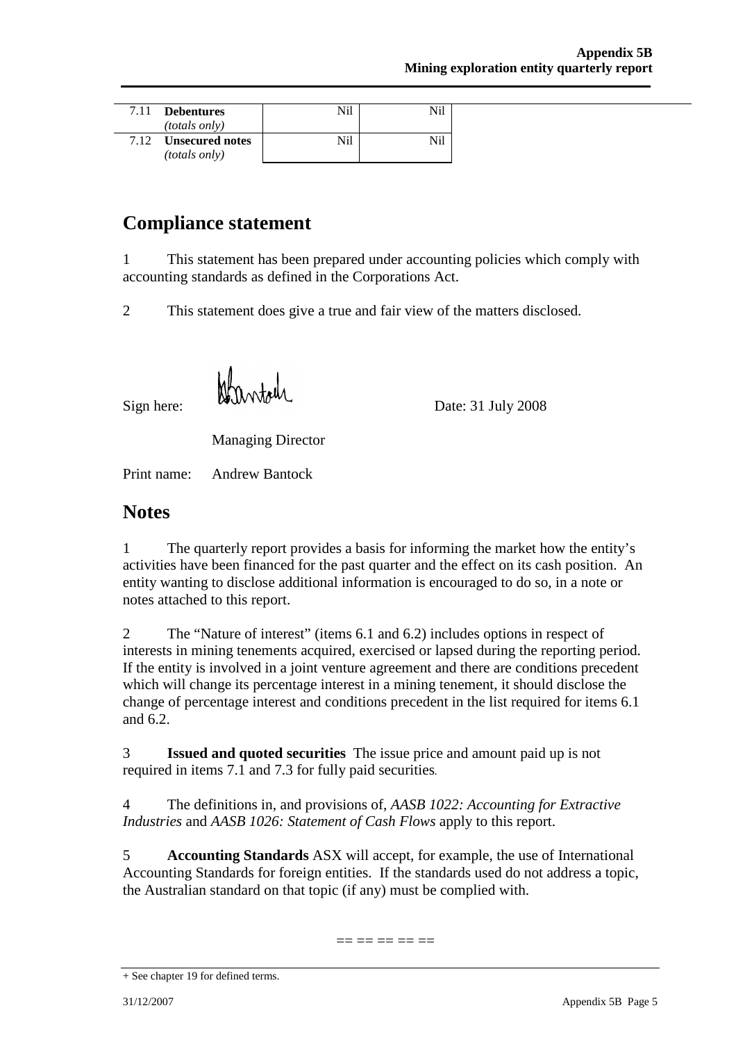| | | | |
|---|---|---|---|
| 7.11 | **Debentures** *(totals only)* | Nil | Nil |
| 7.12 | **Unsecured notes** *(totals only)* | Nil | Nil |

## Compliance statement

1 This statement has been prepared under accounting policies which comply with accounting standards as defined in the Corporations Act.

2 This statement does give a true and fair view of the matters disclosed.

Sign here: Date: 31 July 2008

Managing Director

Print name: Andrew Bantock

## Notes

1 The quarterly report provides a basis for informing the market how the entity's activities have been financed for the past quarter and the effect on its cash position. An entity wanting to disclose additional information is encouraged to do so, in a note or notes attached to this report.

2 The "Nature of interest" (items 6.1 and 6.2) includes options in respect of interests in mining tenements acquired, exercised or lapsed during the reporting period. If the entity is involved in a joint venture agreement and there are conditions precedent which will change its percentage interest in a mining tenement, it should disclose the change of percentage interest and conditions precedent in the list required for items 6.1 and 6.2.

3 **Issued and quoted securities** The issue price and amount paid up is not required in items 7.1 and 7.3 for fully paid securities.

4 The definitions in, and provisions of, *AASB 1022: Accounting for Extractive Industries* and *AASB 1026: Statement of Cash Flows* apply to this report.

5 **Accounting Standards** ASX will accept, for example, the use of International Accounting Standards for foreign entities. If the standards used do not address a topic, the Australian standard on that topic (if any) must be complied with.

== == == == ==